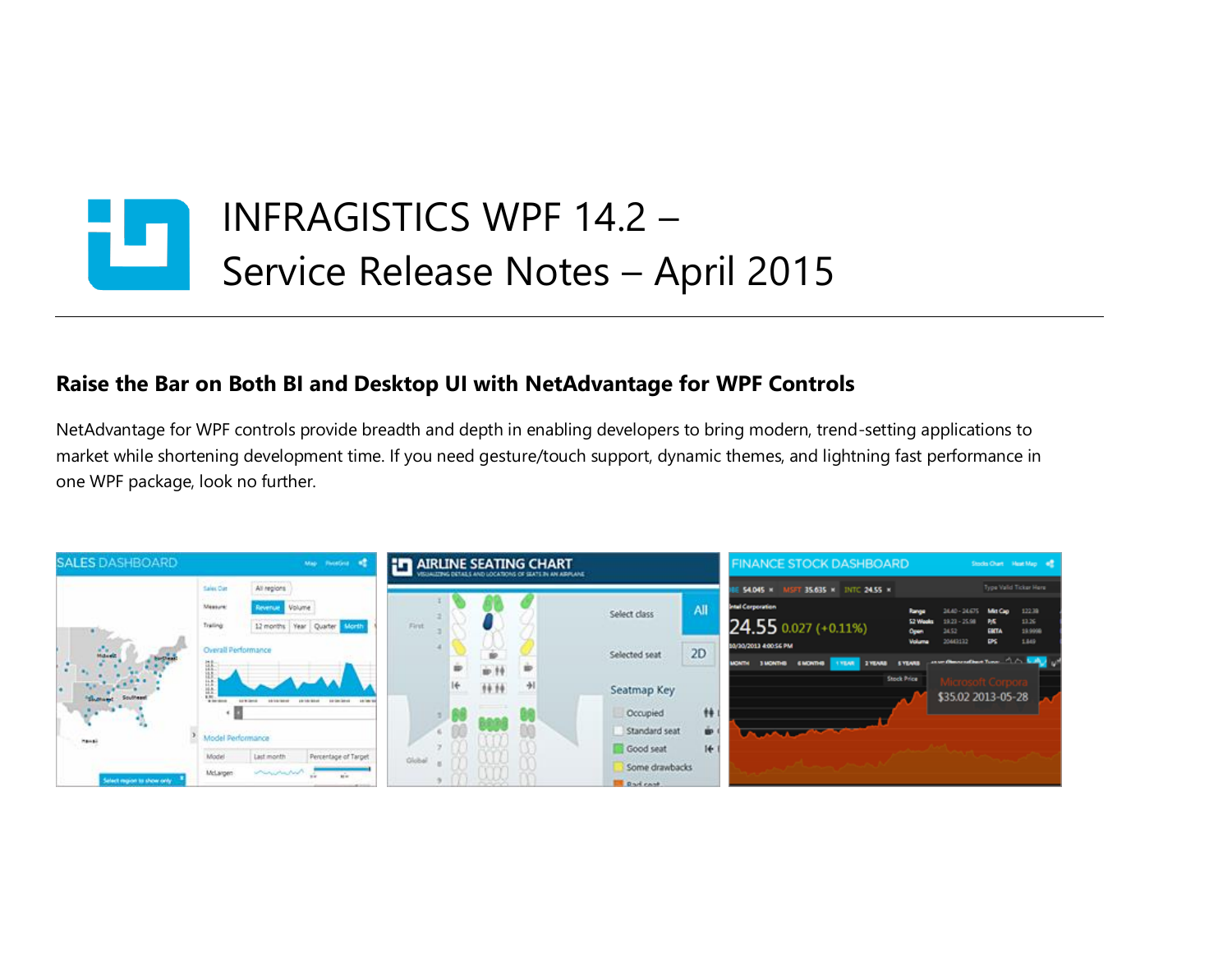# INFRAGISTICS WPF 14.2 – Service Release Notes – April 2015

## Raise the Bar on Both BI and Desktop UI with NetAdvantage for WPF Controls

NetAdvantage for WPF controls provide breadth and depth in enabling developers to bring modern, trend-setting applications to market while shortening development time. If you need gesture/touch support, dynamic themes, and lightning fast performance in one WPF package, look no further.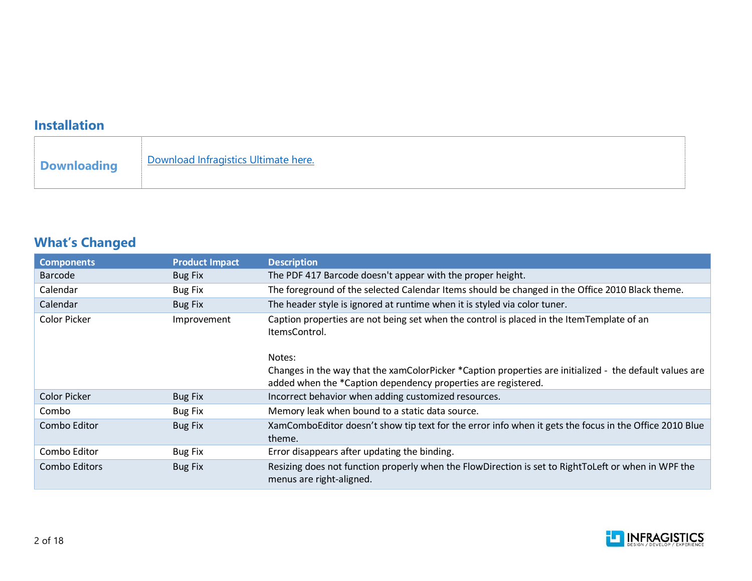## Installation

| Downloading | Download Infragistics Ultimate here. |
| --- | --- |

## What's Changed

| Components | Product Impact | Description |
| --- | --- | --- |
| Barcode | Bug Fix | The PDF 417 Barcode doesn't appear with the proper height. |
| Calendar | Bug Fix | The foreground of the selected Calendar Items should be changed in the Office 2010 Black theme. |
| Calendar | Bug Fix | The header style is ignored at runtime when it is styled via color tuner. |
| Color Picker | Improvement | Caption properties are not being set when the control is placed in the ItemTemplate of an ItemsControl.<br><br>Notes:<br>Changes in the way that the xamColorPicker *Caption properties are initialized - the default values are added when the *Caption dependency properties are registered. |
| Color Picker | Bug Fix | Incorrect behavior when adding customized resources. |
| Combo | Bug Fix | Memory leak when bound to a static data source. |
| Combo Editor | Bug Fix | XamComboEditor doesn't show tip text for the error info when it gets the focus in the Office 2010 Blue theme. |
| Combo Editor | Bug Fix | Error disappears after updating the binding. |
| Combo Editors | Bug Fix | Resizing does not function properly when the FlowDirection is set to RightToLeft or when in WPF the menus are right-aligned. |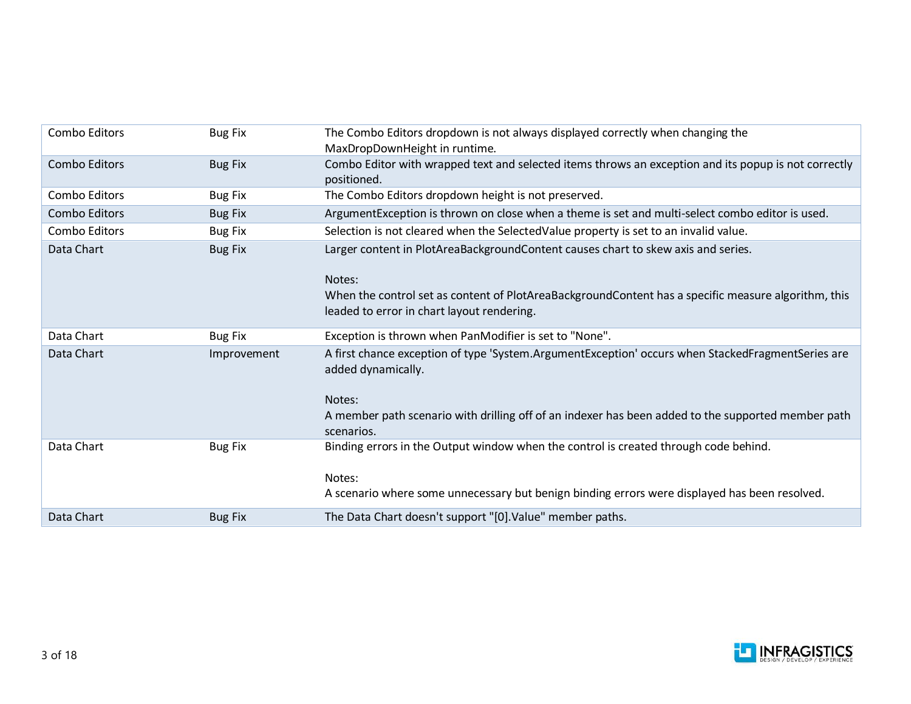| | | |
|---|---|---|
| Combo Editors | Bug Fix | The Combo Editors dropdown is not always displayed correctly when changing the MaxDropDownHeight in runtime. |
| Combo Editors | Bug Fix | Combo Editor with wrapped text and selected items throws an exception and its popup is not correctly positioned. |
| Combo Editors | Bug Fix | The Combo Editors dropdown height is not preserved. |
| Combo Editors | Bug Fix | ArgumentException is thrown on close when a theme is set and multi-select combo editor is used. |
| Combo Editors | Bug Fix | Selection is not cleared when the SelectedValue property is set to an invalid value. |
| Data Chart | Bug Fix | Larger content in PlotAreaBackgroundContent causes chart to skew axis and series.<br><br>Notes:<br>When the control set as content of PlotAreaBackgroundContent has a specific measure algorithm, this leaded to error in chart layout rendering. |
| Data Chart | Bug Fix | Exception is thrown when PanModifier is set to "None". |
| Data Chart | Improvement | A first chance exception of type 'System.ArgumentException' occurs when StackedFragmentSeries are added dynamically.<br><br>Notes:<br>A member path scenario with drilling off of an indexer has been added to the supported member path scenarios. |
| Data Chart | Bug Fix | Binding errors in the Output window when the control is created through code behind.<br><br>Notes:<br>A scenario where some unnecessary but benign binding errors were displayed has been resolved. |
| Data Chart | Bug Fix | The Data Chart doesn't support "[0].Value" member paths. |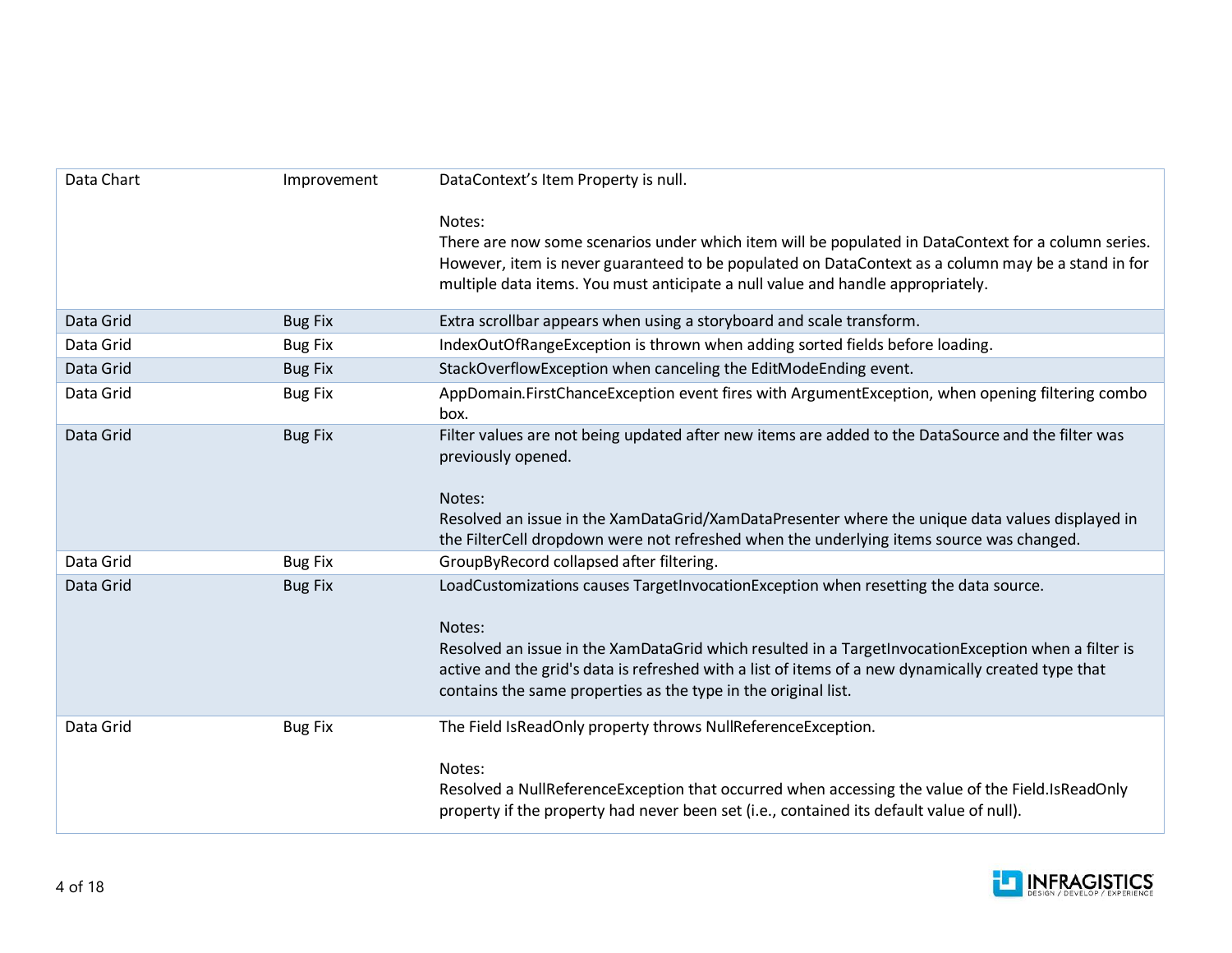| | | |
|---|---|---|
| Data Chart | Improvement | DataContext's Item Property is null.<br><br>Notes:<br>There are now some scenarios under which item will be populated in DataContext for a column series. However, item is never guaranteed to be populated on DataContext as a column may be a stand in for multiple data items. You must anticipate a null value and handle appropriately. |
| Data Grid | Bug Fix | Extra scrollbar appears when using a storyboard and scale transform. |
| Data Grid | Bug Fix | IndexOutOfRangeException is thrown when adding sorted fields before loading. |
| Data Grid | Bug Fix | StackOverflowException when canceling the EditModeEnding event. |
| Data Grid | Bug Fix | AppDomain.FirstChanceException event fires with ArgumentException, when opening filtering combo box. |
| Data Grid | Bug Fix | Filter values are not being updated after new items are added to the DataSource and the filter was previously opened.<br><br>Notes:<br>Resolved an issue in the XamDataGrid/XamDataPresenter where the unique data values displayed in the FilterCell dropdown were not refreshed when the underlying items source was changed. |
| Data Grid | Bug Fix | GroupByRecord collapsed after filtering. |
| Data Grid | Bug Fix | LoadCustomizations causes TargetInvocationException when resetting the data source.<br><br>Notes:<br>Resolved an issue in the XamDataGrid which resulted in a TargetInvocationException when a filter is active and the grid's data is refreshed with a list of items of a new dynamically created type that contains the same properties as the type in the original list. |
| Data Grid | Bug Fix | The Field IsReadOnly property throws NullReferenceException.<br><br>Notes:<br>Resolved a NullReferenceException that occurred when accessing the value of the Field.IsReadOnly property if the property had never been set (i.e., contained its default value of null). |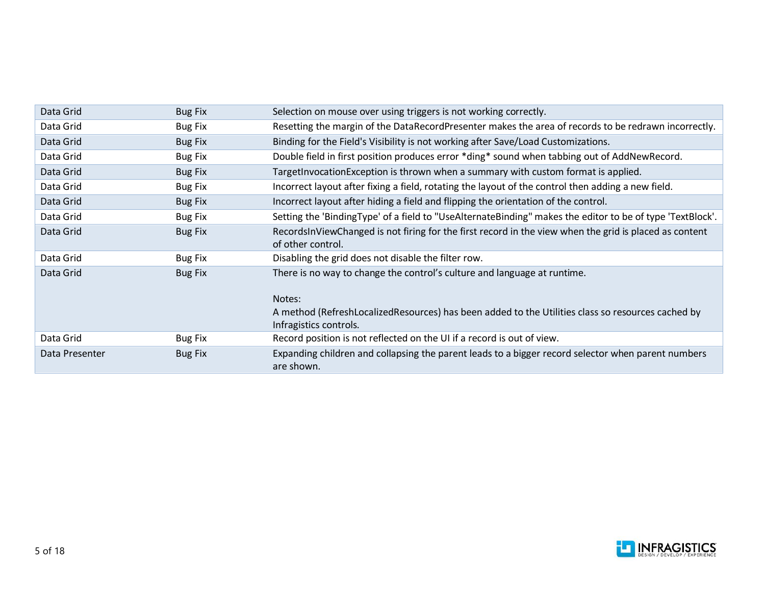| | | |
|---|---|---|
| Data Grid | Bug Fix | Selection on mouse over using triggers is not working correctly. |
| Data Grid | Bug Fix | Resetting the margin of the DataRecordPresenter makes the area of records to be redrawn incorrectly. |
| Data Grid | Bug Fix | Binding for the Field's Visibility is not working after Save/Load Customizations. |
| Data Grid | Bug Fix | Double field in first position produces error *ding* sound when tabbing out of AddNewRecord. |
| Data Grid | Bug Fix | TargetInvocationException is thrown when a summary with custom format is applied. |
| Data Grid | Bug Fix | Incorrect layout after fixing a field, rotating the layout of the control then adding a new field. |
| Data Grid | Bug Fix | Incorrect layout after hiding a field and flipping the orientation of the control. |
| Data Grid | Bug Fix | Setting the 'BindingType' of a field to "UseAlternateBinding" makes the editor to be of type 'TextBlock'. |
| Data Grid | Bug Fix | RecordsInViewChanged is not firing for the first record in the view when the grid is placed as content of other control. |
| Data Grid | Bug Fix | Disabling the grid does not disable the filter row. |
| Data Grid | Bug Fix | There is no way to change the control's culture and language at runtime.<br><br>Notes:<br>A method (RefreshLocalizedResources) has been added to the Utilities class so resources cached by Infragistics controls. |
| Data Grid | Bug Fix | Record position is not reflected on the UI if a record is out of view. |
| Data Presenter | Bug Fix | Expanding children and collapsing the parent leads to a bigger record selector when parent numbers are shown. |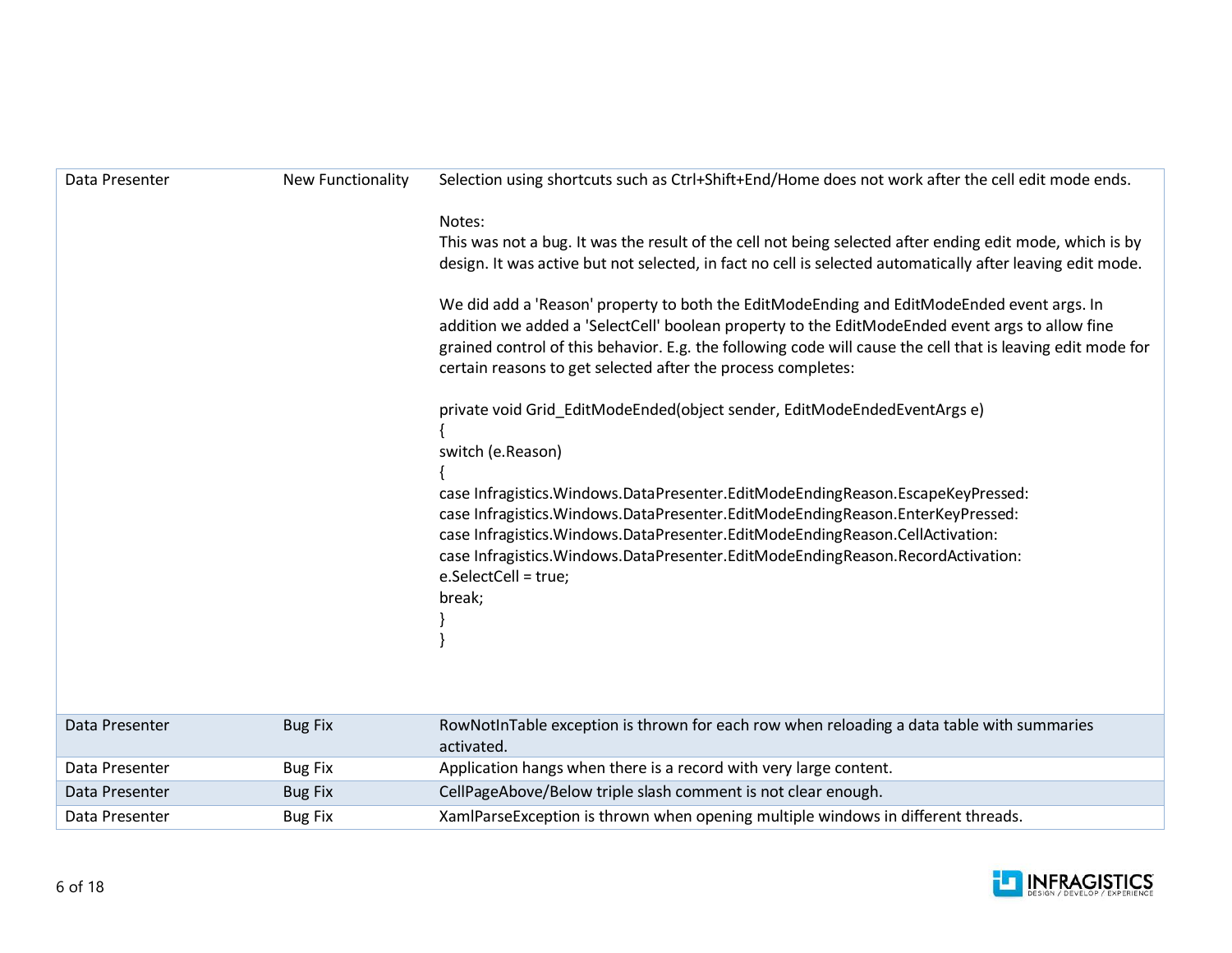| | | |
|---|---|---|
| Data Presenter | New Functionality | Selection using shortcuts such as Ctrl+Shift+End/Home does not work after the cell edit mode ends.<br><br>Notes:<br>This was not a bug. It was the result of the cell not being selected after ending edit mode, which is by design. It was active but not selected, in fact no cell is selected automatically after leaving edit mode.<br><br>We did add a 'Reason' property to both the EditModeEnding and EditModeEnded event args. In addition we added a 'SelectCell' boolean property to the EditModeEnded event args to allow fine grained control of this behavior. E.g. the following code will cause the cell that is leaving edit mode for certain reasons to get selected after the process completes:<br><br>`private void Grid_EditModeEnded(object sender, EditModeEndedEventArgs e)`<br>`{`<br>`switch (e.Reason)`<br>`{`<br>`case Infragistics.Windows.DataPresenter.EditModeEndingReason.EscapeKeyPressed:`<br>`case Infragistics.Windows.DataPresenter.EditModeEndingReason.EnterKeyPressed:`<br>`case Infragistics.Windows.DataPresenter.EditModeEndingReason.CellActivation:`<br>`case Infragistics.Windows.DataPresenter.EditModeEndingReason.RecordActivation:`<br>`e.SelectCell = true;`<br>`break;`<br>`}`<br>`}` |
| Data Presenter | Bug Fix | RowNotInTable exception is thrown for each row when reloading a data table with summaries activated. |
| Data Presenter | Bug Fix | Application hangs when there is a record with very large content. |
| Data Presenter | Bug Fix | CellPageAbove/Below triple slash comment is not clear enough. |
| Data Presenter | Bug Fix | XamlParseException is thrown when opening multiple windows in different threads. |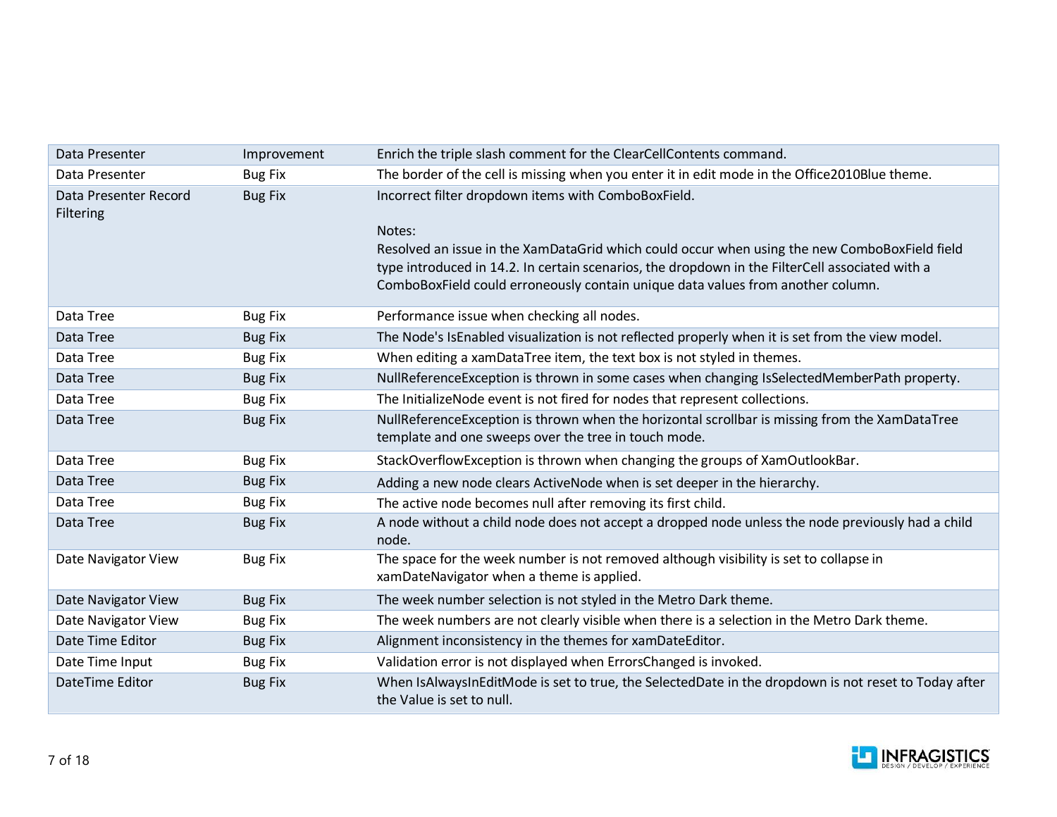| | | |
|---|---|---|
| Data Presenter | Improvement | Enrich the triple slash comment for the ClearCellContents command. |
| Data Presenter | Bug Fix | The border of the cell is missing when you enter it in edit mode in the Office2010Blue theme. |
| Data Presenter Record Filtering | Bug Fix | Incorrect filter dropdown items with ComboBoxField.<br><br>Notes:<br>Resolved an issue in the XamDataGrid which could occur when using the new ComboBoxField field type introduced in 14.2. In certain scenarios, the dropdown in the FilterCell associated with a ComboBoxField could erroneously contain unique data values from another column. |
| Data Tree | Bug Fix | Performance issue when checking all nodes. |
| Data Tree | Bug Fix | The Node's IsEnabled visualization is not reflected properly when it is set from the view model. |
| Data Tree | Bug Fix | When editing a xamDataTree item, the text box is not styled in themes. |
| Data Tree | Bug Fix | NullReferenceException is thrown in some cases when changing IsSelectedMemberPath property. |
| Data Tree | Bug Fix | The InitializeNode event is not fired for nodes that represent collections. |
| Data Tree | Bug Fix | NullReferenceException is thrown when the horizontal scrollbar is missing from the XamDataTree template and one sweeps over the tree in touch mode. |
| Data Tree | Bug Fix | StackOverflowException is thrown when changing the groups of XamOutlookBar. |
| Data Tree | Bug Fix | Adding a new node clears ActiveNode when is set deeper in the hierarchy. |
| Data Tree | Bug Fix | The active node becomes null after removing its first child. |
| Data Tree | Bug Fix | A node without a child node does not accept a dropped node unless the node previously had a child node. |
| Date Navigator View | Bug Fix | The space for the week number is not removed although visibility is set to collapse in xamDateNavigator when a theme is applied. |
| Date Navigator View | Bug Fix | The week number selection is not styled in the Metro Dark theme. |
| Date Navigator View | Bug Fix | The week numbers are not clearly visible when there is a selection in the Metro Dark theme. |
| Date Time Editor | Bug Fix | Alignment inconsistency in the themes for xamDateEditor. |
| Date Time Input | Bug Fix | Validation error is not displayed when ErrorsChanged is invoked. |
| DateTime Editor | Bug Fix | When IsAlwaysInEditMode is set to true, the SelectedDate in the dropdown is not reset to Today after the Value is set to null. |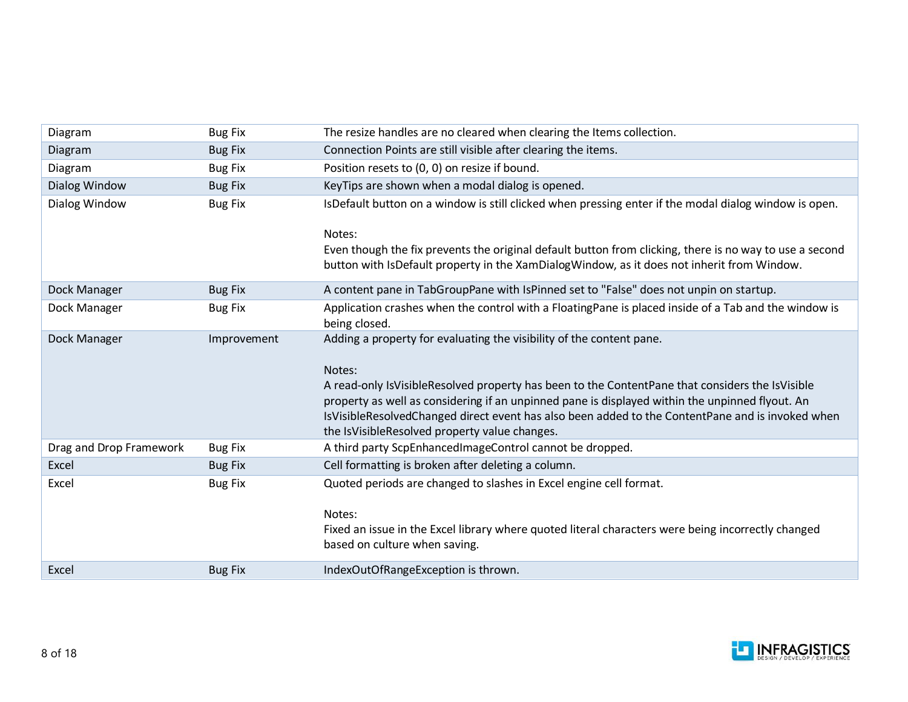| Diagram | Bug Fix | The resize handles are no cleared when clearing the Items collection. |
|---|---|---|
| Diagram | Bug Fix | Connection Points are still visible after clearing the items. |
| Diagram | Bug Fix | Position resets to (0, 0) on resize if bound. |
| Dialog Window | Bug Fix | KeyTips are shown when a modal dialog is opened. |
| Dialog Window | Bug Fix | IsDefault button on a window is still clicked when pressing enter if the modal dialog window is open.<br><br>Notes:<br>Even though the fix prevents the original default button from clicking, there is no way to use a second button with IsDefault property in the XamDialogWindow, as it does not inherit from Window. |
| Dock Manager | Bug Fix | A content pane in TabGroupPane with IsPinned set to "False" does not unpin on startup. |
| Dock Manager | Bug Fix | Application crashes when the control with a FloatingPane is placed inside of a Tab and the window is being closed. |
| Dock Manager | Improvement | Adding a property for evaluating the visibility of the content pane.<br><br>Notes:<br>A read-only IsVisibleResolved property has been to the ContentPane that considers the IsVisible property as well as considering if an unpinned pane is displayed within the unpinned flyout. An IsVisibleResolvedChanged direct event has also been added to the ContentPane and is invoked when the IsVisibleResolved property value changes. |
| Drag and Drop Framework | Bug Fix | A third party ScpEnhancedImageControl cannot be dropped. |
| Excel | Bug Fix | Cell formatting is broken after deleting a column. |
| Excel | Bug Fix | Quoted periods are changed to slashes in Excel engine cell format.<br><br>Notes:<br>Fixed an issue in the Excel library where quoted literal characters were being incorrectly changed based on culture when saving. |
| Excel | Bug Fix | IndexOutOfRangeException is thrown. |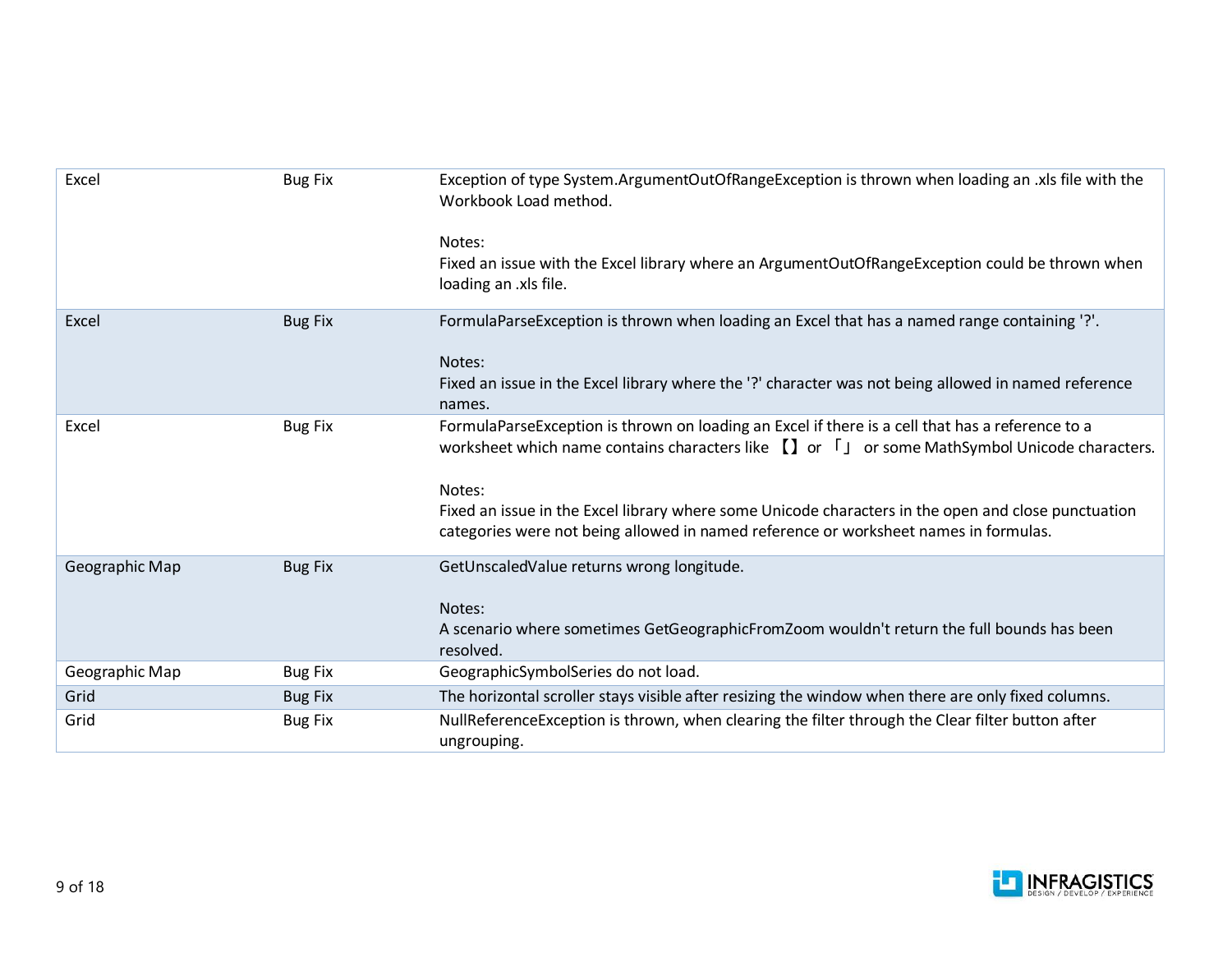| | | |
|---|---|---|
| Excel | Bug Fix | Exception of type System.ArgumentOutOfRangeException is thrown when loading an .xls file with the Workbook Load method.<br><br>Notes:<br>Fixed an issue with the Excel library where an ArgumentOutOfRangeException could be thrown when loading an .xls file. |
| Excel | Bug Fix | FormulaParseException is thrown when loading an Excel that has a named range containing '?'.<br><br>Notes:<br>Fixed an issue in the Excel library where the '?' character was not being allowed in named reference names. |
| Excel | Bug Fix | FormulaParseException is thrown on loading an Excel if there is a cell that has a reference to a worksheet which name contains characters like 【】 or 「」 or some MathSymbol Unicode characters.<br><br>Notes:<br>Fixed an issue in the Excel library where some Unicode characters in the open and close punctuation categories were not being allowed in named reference or worksheet names in formulas. |
| Geographic Map | Bug Fix | GetUnscaledValue returns wrong longitude.<br><br>Notes:<br>A scenario where sometimes GetGeographicFromZoom wouldn't return the full bounds has been resolved. |
| Geographic Map | Bug Fix | GeographicSymbolSeries do not load. |
| Grid | Bug Fix | The horizontal scroller stays visible after resizing the window when there are only fixed columns. |
| Grid | Bug Fix | NullReferenceException is thrown, when clearing the filter through the Clear filter button after ungrouping. |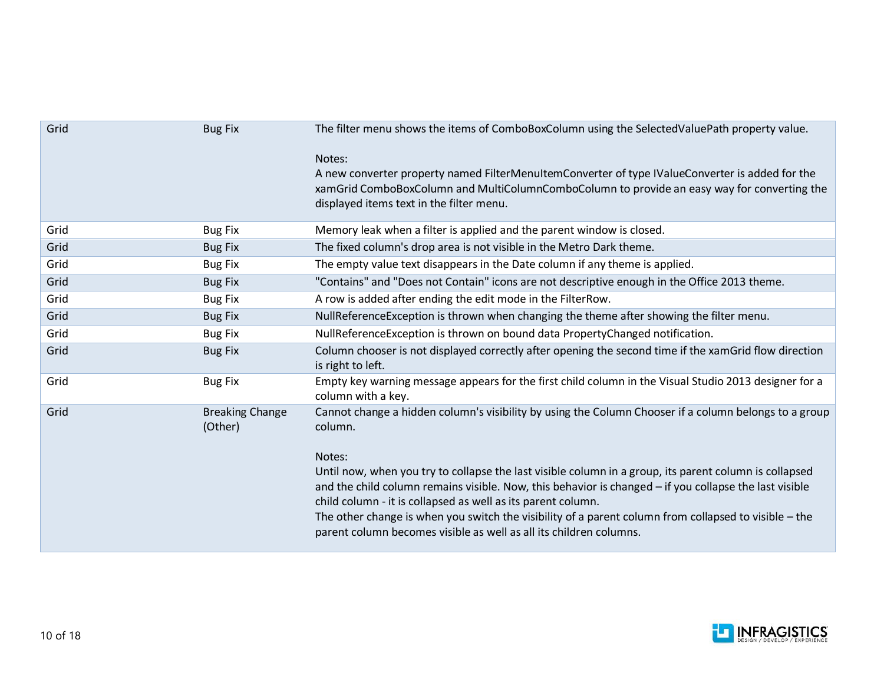| | | |
|---|---|---|
| Grid | Bug Fix | The filter menu shows the items of ComboBoxColumn using the SelectedValuePath property value.<br><br>Notes:<br>A new converter property named FilterMenuItemConverter of type IValueConverter is added for the xamGrid ComboBoxColumn and MultiColumnComboColumn to provide an easy way for converting the displayed items text in the filter menu. |
| Grid | Bug Fix | Memory leak when a filter is applied and the parent window is closed. |
| Grid | Bug Fix | The fixed column's drop area is not visible in the Metro Dark theme. |
| Grid | Bug Fix | The empty value text disappears in the Date column if any theme is applied. |
| Grid | Bug Fix | "Contains" and "Does not Contain" icons are not descriptive enough in the Office 2013 theme. |
| Grid | Bug Fix | A row is added after ending the edit mode in the FilterRow. |
| Grid | Bug Fix | NullReferenceException is thrown when changing the theme after showing the filter menu. |
| Grid | Bug Fix | NullReferenceException is thrown on bound data PropertyChanged notification. |
| Grid | Bug Fix | Column chooser is not displayed correctly after opening the second time if the xamGrid flow direction is right to left. |
| Grid | Bug Fix | Empty key warning message appears for the first child column in the Visual Studio 2013 designer for a column with a key. |
| Grid | Breaking Change (Other) | Cannot change a hidden column's visibility by using the Column Chooser if a column belongs to a group column.<br><br>Notes:<br>Until now, when you try to collapse the last visible column in a group, its parent column is collapsed and the child column remains visible. Now, this behavior is changed – if you collapse the last visible child column - it is collapsed as well as its parent column.<br>The other change is when you switch the visibility of a parent column from collapsed to visible – the parent column becomes visible as well as all its children columns. |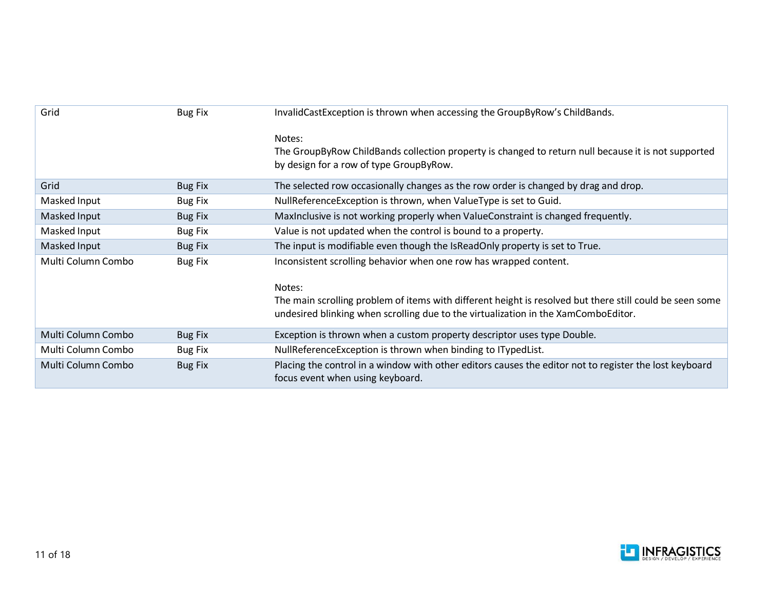| | | |
|---|---|---|
| Grid | Bug Fix | InvalidCastException is thrown when accessing the GroupByRow's ChildBands.<br><br>Notes:<br>The GroupByRow ChildBands collection property is changed to return null because it is not supported by design for a row of type GroupByRow. |
| Grid | Bug Fix | The selected row occasionally changes as the row order is changed by drag and drop. |
| Masked Input | Bug Fix | NullReferenceException is thrown, when ValueType is set to Guid. |
| Masked Input | Bug Fix | MaxInclusive is not working properly when ValueConstraint is changed frequently. |
| Masked Input | Bug Fix | Value is not updated when the control is bound to a property. |
| Masked Input | Bug Fix | The input is modifiable even though the IsReadOnly property is set to True. |
| Multi Column Combo | Bug Fix | Inconsistent scrolling behavior when one row has wrapped content.<br><br>Notes:<br>The main scrolling problem of items with different height is resolved but there still could be seen some undesired blinking when scrolling due to the virtualization in the XamComboEditor. |
| Multi Column Combo | Bug Fix | Exception is thrown when a custom property descriptor uses type Double. |
| Multi Column Combo | Bug Fix | NullReferenceException is thrown when binding to ITypedList. |
| Multi Column Combo | Bug Fix | Placing the control in a window with other editors causes the editor not to register the lost keyboard focus event when using keyboard. |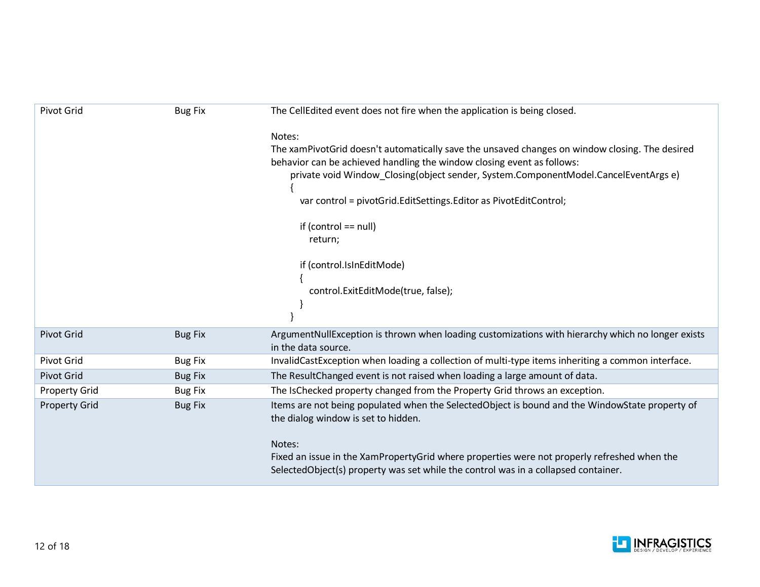| | | |
|---|---|---|
| Pivot Grid | Bug Fix | The CellEdited event does not fire when the application is being closed.<br><br>Notes:<br>The xamPivotGrid doesn't automatically save the unsaved changes on window closing. The desired behavior can be achieved handling the window closing event as follows:<br>private void Window_Closing(object sender, System.ComponentModel.CancelEventArgs e)<br>{<br>var control = pivotGrid.EditSettings.Editor as PivotEditControl;<br><br>if (control == null)<br>return;<br><br>if (control.IsInEditMode)<br>{<br>control.ExitEditMode(true, false);<br>}<br>} |
| Pivot Grid | Bug Fix | ArgumentNullException is thrown when loading customizations with hierarchy which no longer exists in the data source. |
| Pivot Grid | Bug Fix | InvalidCastException when loading a collection of multi-type items inheriting a common interface. |
| Pivot Grid | Bug Fix | The ResultChanged event is not raised when loading a large amount of data. |
| Property Grid | Bug Fix | The IsChecked property changed from the Property Grid throws an exception. |
| Property Grid | Bug Fix | Items are not being populated when the SelectedObject is bound and the WindowState property of the dialog window is set to hidden.<br><br>Notes:<br>Fixed an issue in the XamPropertyGrid where properties were not properly refreshed when the SelectedObject(s) property was set while the control was in a collapsed container. |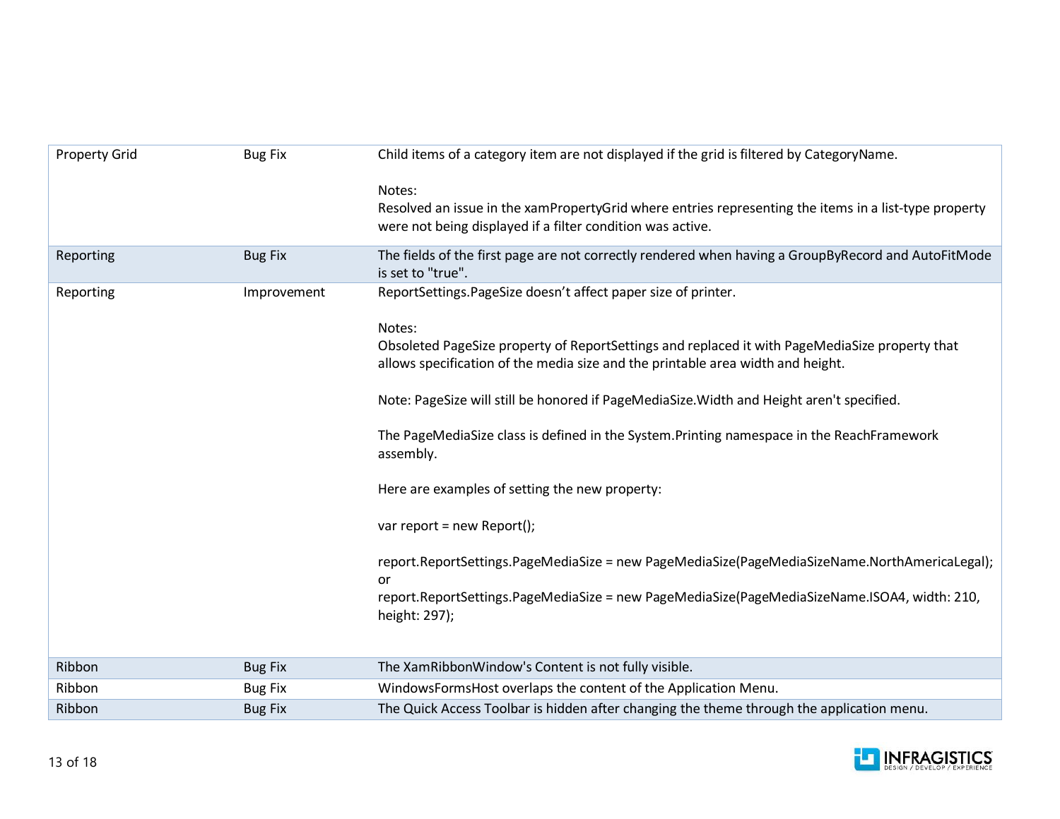| Property Grid | Bug Fix | Child items of a category item are not displayed if the grid is filtered by CategoryName.<br><br>Notes:<br>Resolved an issue in the xamPropertyGrid where entries representing the items in a list-type property were not being displayed if a filter condition was active. |
|---|---|---|
| Reporting | Bug Fix | The fields of the first page are not correctly rendered when having a GroupByRecord and AutoFitMode is set to "true". |
| Reporting | Improvement | ReportSettings.PageSize doesn't affect paper size of printer.<br><br>Notes:<br>Obsoleted PageSize property of ReportSettings and replaced it with PageMediaSize property that allows specification of the media size and the printable area width and height.<br><br>Note: PageSize will still be honored if PageMediaSize.Width and Height aren't specified.<br><br>The PageMediaSize class is defined in the System.Printing namespace in the ReachFramework assembly.<br><br>Here are examples of setting the new property:<br><br>var report = new Report();<br><br>report.ReportSettings.PageMediaSize = new PageMediaSize(PageMediaSizeName.NorthAmericaLegal);<br>or<br>report.ReportSettings.PageMediaSize = new PageMediaSize(PageMediaSizeName.ISOA4, width: 210, height: 297); |
| Ribbon | Bug Fix | The XamRibbonWindow's Content is not fully visible. |
| Ribbon | Bug Fix | WindowsFormsHost overlaps the content of the Application Menu. |
| Ribbon | Bug Fix | The Quick Access Toolbar is hidden after changing the theme through the application menu. |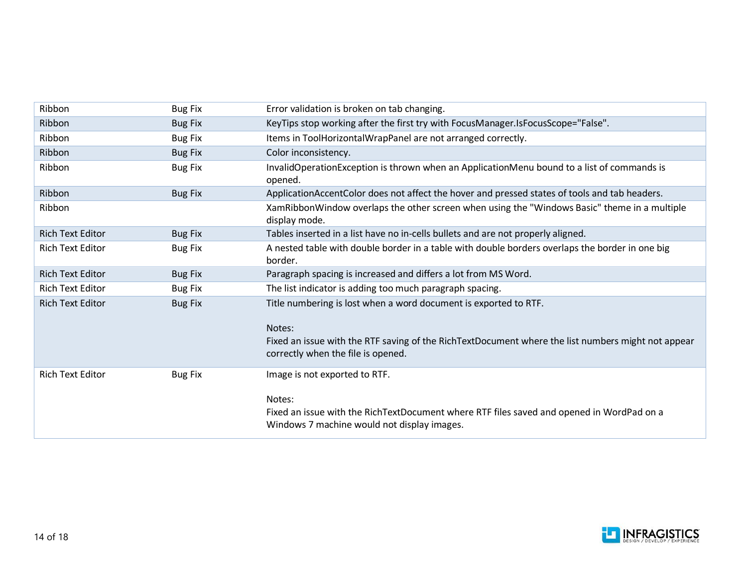| | | |
|---|---|---|
| Ribbon | Bug Fix | Error validation is broken on tab changing. |
| Ribbon | Bug Fix | KeyTips stop working after the first try with FocusManager.IsFocusScope="False". |
| Ribbon | Bug Fix | Items in ToolHorizontalWrapPanel are not arranged correctly. |
| Ribbon | Bug Fix | Color inconsistency. |
| Ribbon | Bug Fix | InvalidOperationException is thrown when an ApplicationMenu bound to a list of commands is opened. |
| Ribbon | Bug Fix | ApplicationAccentColor does not affect the hover and pressed states of tools and tab headers. |
| Ribbon | | XamRibbonWindow overlaps the other screen when using the "Windows Basic" theme in a multiple display mode. |
| Rich Text Editor | Bug Fix | Tables inserted in a list have no in-cells bullets and are not properly aligned. |
| Rich Text Editor | Bug Fix | A nested table with double border in a table with double borders overlaps the border in one big border. |
| Rich Text Editor | Bug Fix | Paragraph spacing is increased and differs a lot from MS Word. |
| Rich Text Editor | Bug Fix | The list indicator is adding too much paragraph spacing. |
| Rich Text Editor | Bug Fix | Title numbering is lost when a word document is exported to RTF.<br><br>Notes:<br>Fixed an issue with the RTF saving of the RichTextDocument where the list numbers might not appear correctly when the file is opened. |
| Rich Text Editor | Bug Fix | Image is not exported to RTF.<br><br>Notes:<br>Fixed an issue with the RichTextDocument where RTF files saved and opened in WordPad on a Windows 7 machine would not display images. |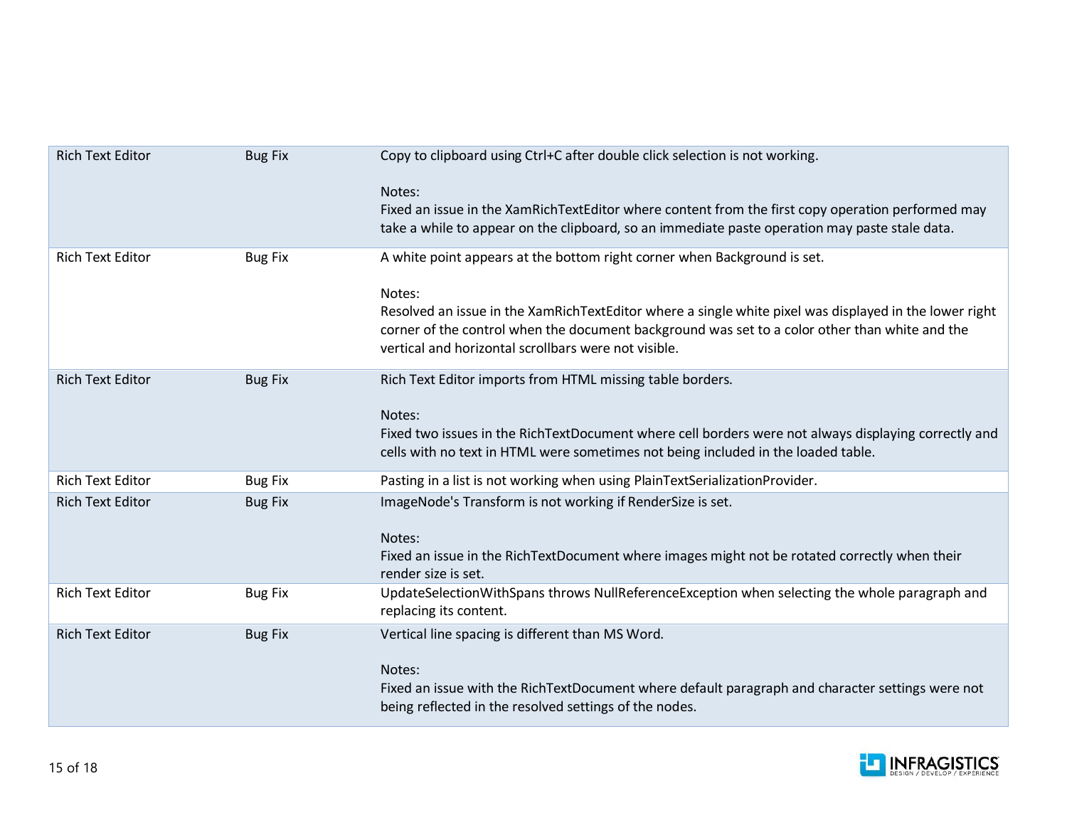| | | |
|---|---|---|
| Rich Text Editor | Bug Fix | Copy to clipboard using Ctrl+C after double click selection is not working.<br><br>Notes:<br>Fixed an issue in the XamRichTextEditor where content from the first copy operation performed may take a while to appear on the clipboard, so an immediate paste operation may paste stale data. |
| Rich Text Editor | Bug Fix | A white point appears at the bottom right corner when Background is set.<br><br>Notes:<br>Resolved an issue in the XamRichTextEditor where a single white pixel was displayed in the lower right corner of the control when the document background was set to a color other than white and the vertical and horizontal scrollbars were not visible. |
| Rich Text Editor | Bug Fix | Rich Text Editor imports from HTML missing table borders.<br><br>Notes:<br>Fixed two issues in the RichTextDocument where cell borders were not always displaying correctly and cells with no text in HTML were sometimes not being included in the loaded table. |
| Rich Text Editor | Bug Fix | Pasting in a list is not working when using PlainTextSerializationProvider. |
| Rich Text Editor | Bug Fix | ImageNode's Transform is not working if RenderSize is set.<br><br>Notes:<br>Fixed an issue in the RichTextDocument where images might not be rotated correctly when their render size is set. |
| Rich Text Editor | Bug Fix | UpdateSelectionWithSpans throws NullReferenceException when selecting the whole paragraph and replacing its content. |
| Rich Text Editor | Bug Fix | Vertical line spacing is different than MS Word.<br><br>Notes:<br>Fixed an issue with the RichTextDocument where default paragraph and character settings were not being reflected in the resolved settings of the nodes. |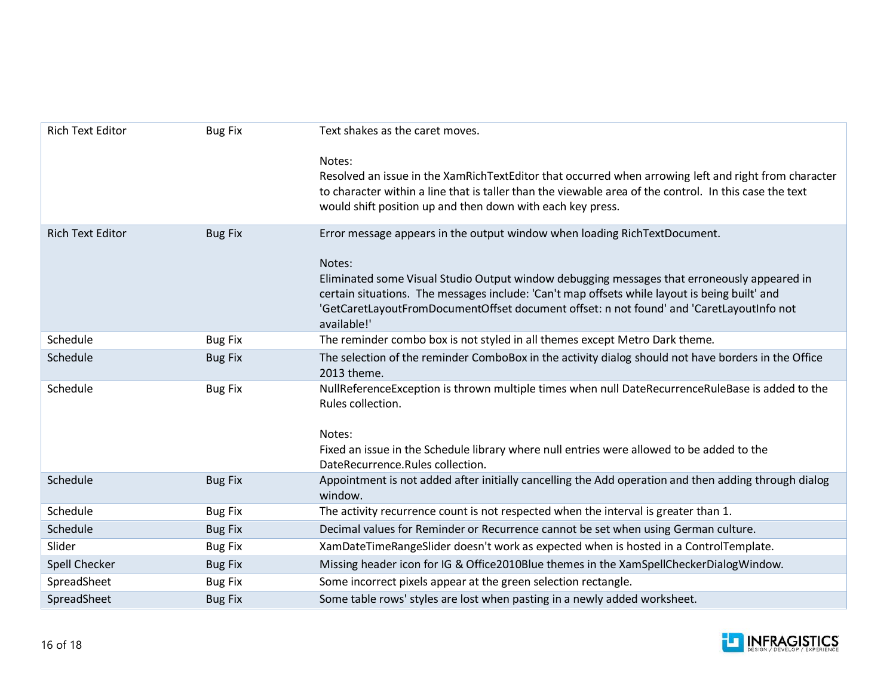| | | |
|---|---|---|
| Rich Text Editor | Bug Fix | Text shakes as the caret moves.<br><br>Notes:<br>Resolved an issue in the XamRichTextEditor that occurred when arrowing left and right from character to character within a line that is taller than the viewable area of the control. In this case the text would shift position up and then down with each key press. |
| Rich Text Editor | Bug Fix | Error message appears in the output window when loading RichTextDocument.<br><br>Notes:<br>Eliminated some Visual Studio Output window debugging messages that erroneously appeared in certain situations. The messages include: 'Can't map offsets while layout is being built' and 'GetCaretLayoutFromDocumentOffset document offset: n not found' and 'CaretLayoutInfo not available!' |
| Schedule | Bug Fix | The reminder combo box is not styled in all themes except Metro Dark theme. |
| Schedule | Bug Fix | The selection of the reminder ComboBox in the activity dialog should not have borders in the Office 2013 theme. |
| Schedule | Bug Fix | NullReferenceException is thrown multiple times when null DateRecurrenceRuleBase is added to the Rules collection.<br><br>Notes:<br>Fixed an issue in the Schedule library where null entries were allowed to be added to the DateRecurrence.Rules collection. |
| Schedule | Bug Fix | Appointment is not added after initially cancelling the Add operation and then adding through dialog window. |
| Schedule | Bug Fix | The activity recurrence count is not respected when the interval is greater than 1. |
| Schedule | Bug Fix | Decimal values for Reminder or Recurrence cannot be set when using German culture. |
| Slider | Bug Fix | XamDateTimeRangeSlider doesn't work as expected when is hosted in a ControlTemplate. |
| Spell Checker | Bug Fix | Missing header icon for IG & Office2010Blue themes in the XamSpellCheckerDialogWindow. |
| SpreadSheet | Bug Fix | Some incorrect pixels appear at the green selection rectangle. |
| SpreadSheet | Bug Fix | Some table rows' styles are lost when pasting in a newly added worksheet. |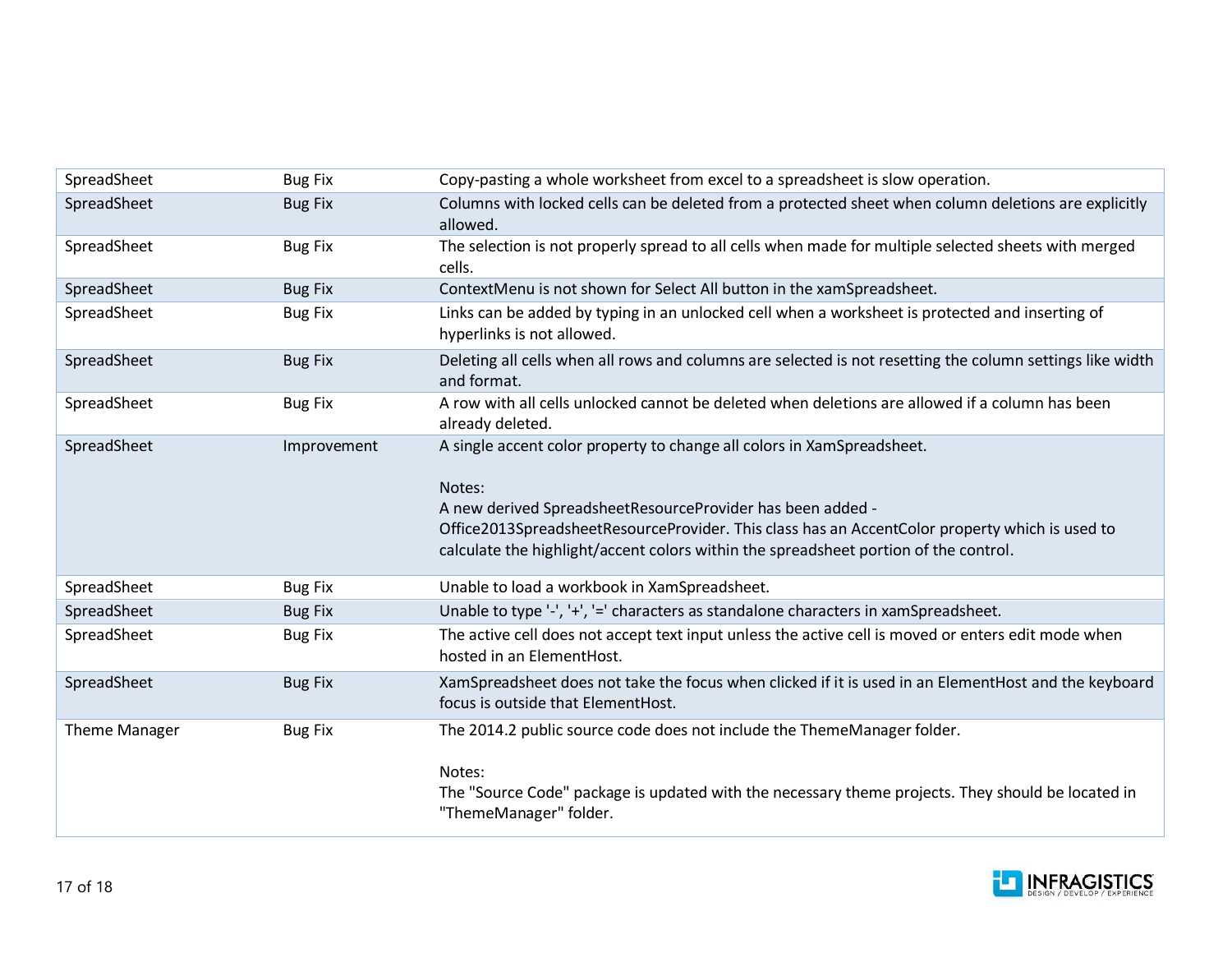| | | |
|---|---|---|
| SpreadSheet | Bug Fix | Copy-pasting a whole worksheet from excel to a spreadsheet is slow operation. |
| SpreadSheet | Bug Fix | Columns with locked cells can be deleted from a protected sheet when column deletions are explicitly allowed. |
| SpreadSheet | Bug Fix | The selection is not properly spread to all cells when made for multiple selected sheets with merged cells. |
| SpreadSheet | Bug Fix | ContextMenu is not shown for Select All button in the xamSpreadsheet. |
| SpreadSheet | Bug Fix | Links can be added by typing in an unlocked cell when a worksheet is protected and inserting of hyperlinks is not allowed. |
| SpreadSheet | Bug Fix | Deleting all cells when all rows and columns are selected is not resetting the column settings like width and format. |
| SpreadSheet | Bug Fix | A row with all cells unlocked cannot be deleted when deletions are allowed if a column has been already deleted. |
| SpreadSheet | Improvement | A single accent color property to change all colors in XamSpreadsheet.<br><br>Notes:<br>A new derived SpreadsheetResourceProvider has been added - Office2013SpreadsheetResourceProvider. This class has an AccentColor property which is used to calculate the highlight/accent colors within the spreadsheet portion of the control. |
| SpreadSheet | Bug Fix | Unable to load a workbook in XamSpreadsheet. |
| SpreadSheet | Bug Fix | Unable to type '-', '+', '=' characters as standalone characters in xamSpreadsheet. |
| SpreadSheet | Bug Fix | The active cell does not accept text input unless the active cell is moved or enters edit mode when hosted in an ElementHost. |
| SpreadSheet | Bug Fix | XamSpreadsheet does not take the focus when clicked if it is used in an ElementHost and the keyboard focus is outside that ElementHost. |
| Theme Manager | Bug Fix | The 2014.2 public source code does not include the ThemeManager folder.<br><br>Notes:<br>The "Source Code" package is updated with the necessary theme projects. They should be located in "ThemeManager" folder. |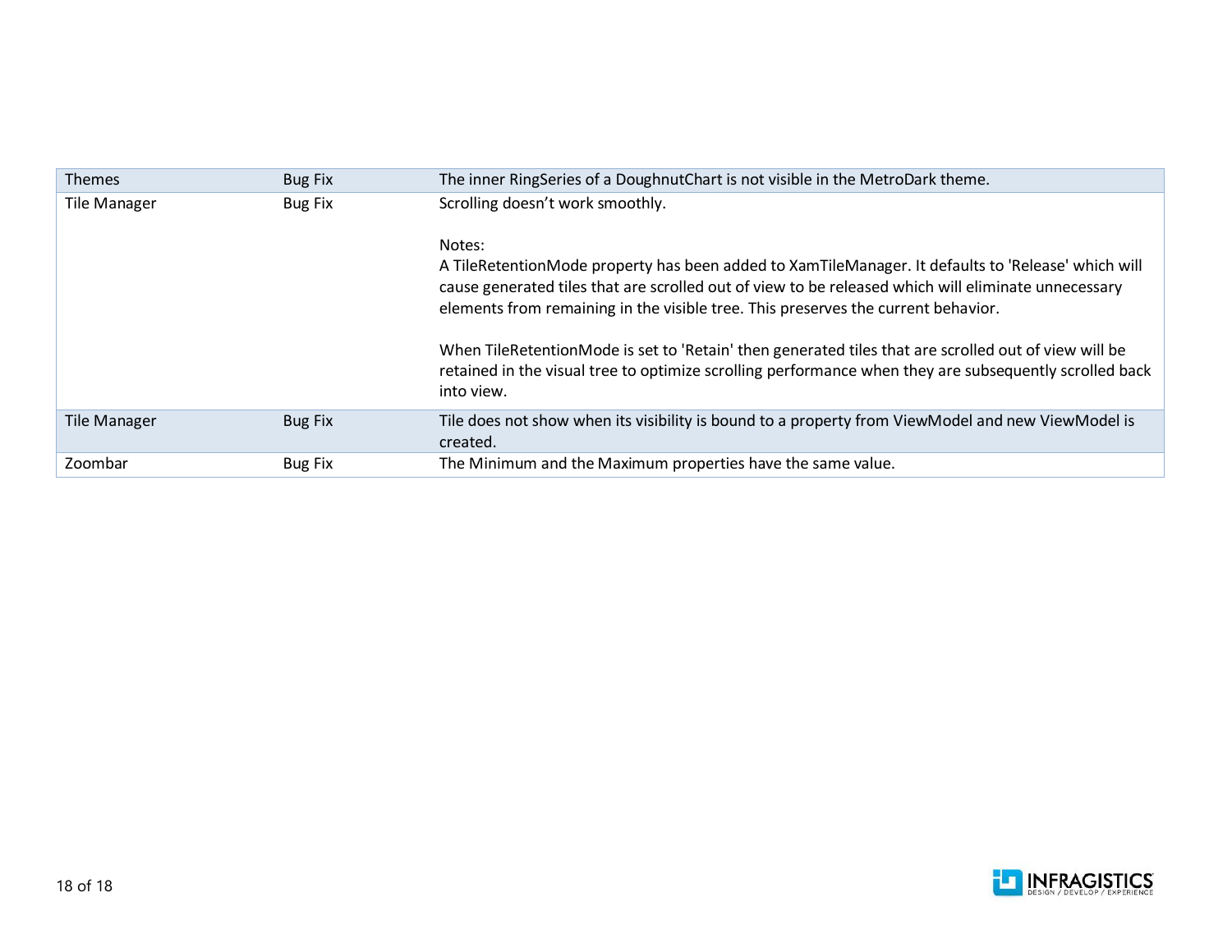| | | |
|---|---|---|
| Themes | Bug Fix | The inner RingSeries of a DoughnutChart is not visible in the MetroDark theme. |
| Tile Manager | Bug Fix | Scrolling doesn't work smoothly.<br><br>Notes:<br>A TileRetentionMode property has been added to XamTileManager. It defaults to 'Release' which will cause generated tiles that are scrolled out of view to be released which will eliminate unnecessary elements from remaining in the visible tree. This preserves the current behavior.<br><br>When TileRetentionMode is set to 'Retain' then generated tiles that are scrolled out of view will be retained in the visual tree to optimize scrolling performance when they are subsequently scrolled back into view. |
| Tile Manager | Bug Fix | Tile does not show when its visibility is bound to a property from ViewModel and new ViewModel is created. |
| Zoombar | Bug Fix | The Minimum and the Maximum properties have the same value. |